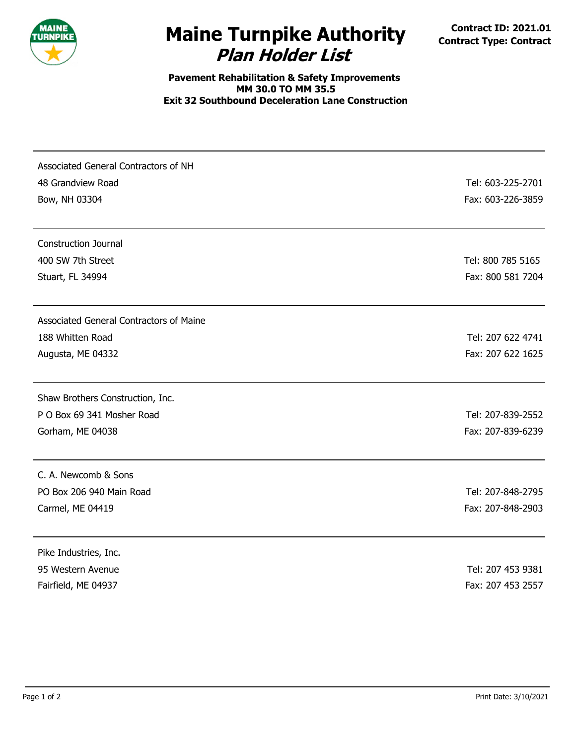# Maine Turnpike Authority
## *Plan Holder List*

**Contract ID: 2021.01**
**Contract Type: Contract**

**Pavement Rehabilitation & Safety Improvements**
**MM 30.0 TO MM 35.5**
**Exit 32 Southbound Deceleration Lane Construction**

---

Associated General Contractors of NH
48 Grandview Road — Tel: 603-225-2701
Bow, NH 03304 — Fax: 603-226-3859

---

Construction Journal
400 SW 7th Street — Tel: 800 785 5165
Stuart, FL 34994 — Fax: 800 581 7204

---

Associated General Contractors of Maine
188 Whitten Road — Tel: 207 622 4741
Augusta, ME 04332 — Fax: 207 622 1625

---

Shaw Brothers Construction, Inc.
P O Box 69 341 Mosher Road — Tel: 207-839-2552
Gorham, ME 04038 — Fax: 207-839-6239

---

C. A. Newcomb & Sons
PO Box 206 940 Main Road — Tel: 207-848-2795
Carmel, ME 04419 — Fax: 207-848-2903

---

Pike Industries, Inc.
95 Western Avenue — Tel: 207 453 9381
Fairfield, ME 04937 — Fax: 207 453 2557

Print Date: 3/10/2021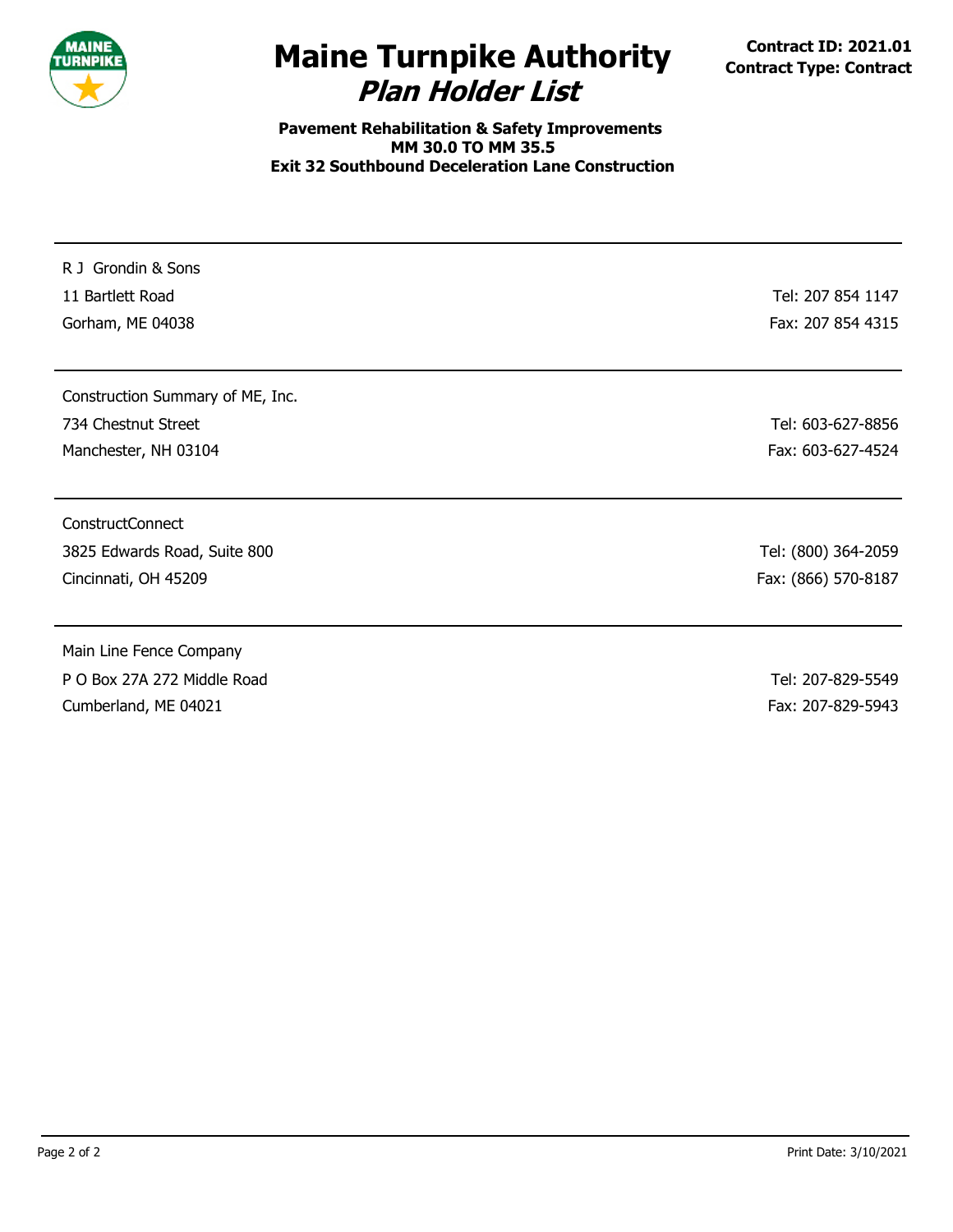# Maine Turnpike Authority

## *Plan Holder List*

**Contract ID: 2021.01**
**Contract Type: Contract**

**Pavement Rehabilitation & Safety Improvements**
**MM 30.0 TO MM 35.5**
**Exit 32 Southbound Deceleration Lane Construction**

---

R J Grondin & Sons
11 Bartlett Road
Gorham, ME 04038

Tel: 207 854 1147
Fax: 207 854 4315

---

Construction Summary of ME, Inc.
734 Chestnut Street
Manchester, NH 03104

Tel: 603-627-8856
Fax: 603-627-4524

---

ConstructConnect
3825 Edwards Road, Suite 800
Cincinnati, OH 45209

Tel: (800) 364-2059
Fax: (866) 570-8187

---

Main Line Fence Company
P O Box 27A 272 Middle Road
Cumberland, ME 04021

Tel: 207-829-5549
Fax: 207-829-5943

Print Date: 3/10/2021